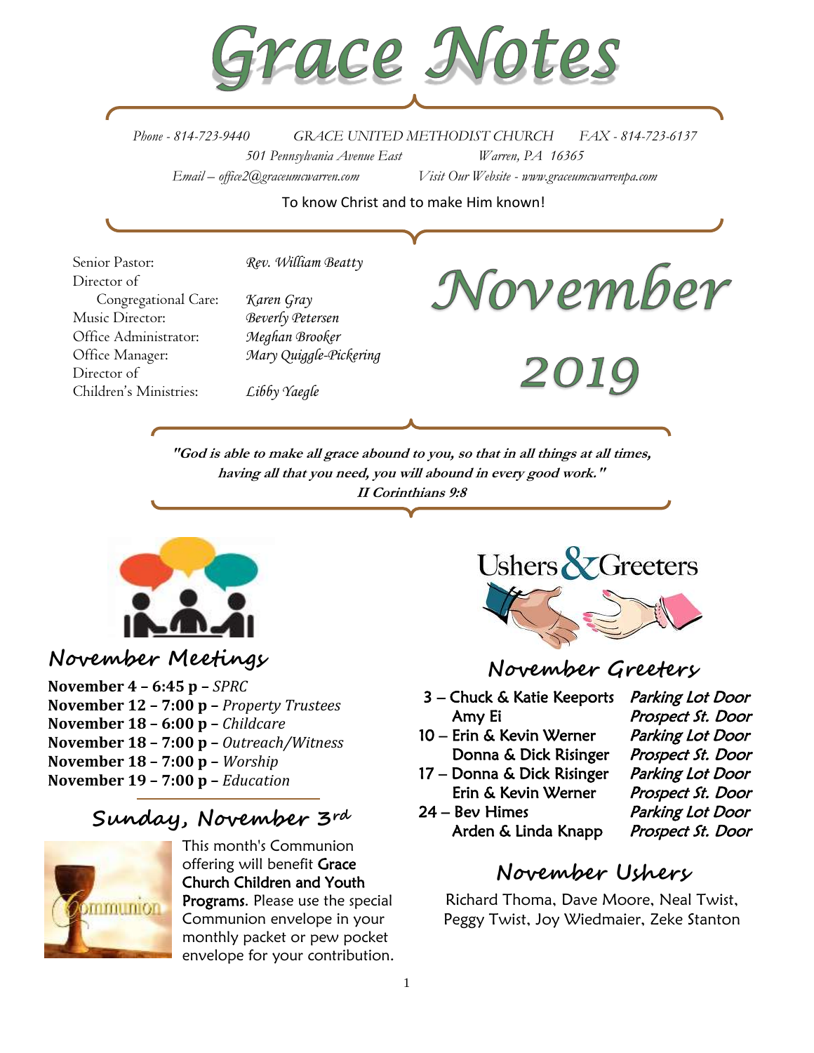# Grace Notes

*Phone - 814-723-9440* *GRACE UNITED METHODIST CHURCH* *FAX - 814-723-6137*

*501 Pennsylvania Avenue East* *Warren, PA 16365*

*Email – office2@graceumcwarren.com* *Visit Our Website - www.graceumcwarrenpa.com*

To know Christ and to make Him known!

| | |
|---|---|
| Senior Pastor: | *Rev. William Beatty* |
| Director of Congregational Care: | *Karen Gray* |
| Music Director: | *Beverly Petersen* |
| Office Administrator: | *Meghan Brooker* |
| Office Manager: | *Mary Quiggle-Pickering* |
| Director of Children's Ministries: | *Libby Yaegle* |

# November 2019

***"God is able to make all grace abound to you, so that in all things at all times, having all that you need, you will abound in every good work."***
***II Corinthians 9:8***

## November Meetings

**November 4 – 6:45 p** – *SPRC*
**November 12 – 7:00 p** – *Property Trustees*
**November 18 – 6:00 p** – *Childcare*
**November 18 – 7:00 p** – *Outreach/Witness*
**November 18 – 7:00 p** – *Worship*
**November 19 – 7:00 p** – *Education*

## Sunday, November 3rd

This month's Communion offering will benefit **Grace Church Children and Youth Programs**. Please use the special Communion envelope in your monthly packet or pew pocket envelope for your contribution.

Ushers & Greeters

## November Greeters

| | |
|---|---|
| 3 – Chuck & Katie Keeports | *Parking Lot Door* |
| Amy Ei | *Prospect St. Door* |
| 10 – Erin & Kevin Werner | *Parking Lot Door* |
| Donna & Dick Risinger | *Prospect St. Door* |
| 17 – Donna & Dick Risinger | *Parking Lot Door* |
| Erin & Kevin Werner | *Prospect St. Door* |
| 24 – Bev Himes | *Parking Lot Door* |
| Arden & Linda Knapp | *Prospect St. Door* |

## November Ushers

Richard Thoma, Dave Moore, Neal Twist, Peggy Twist, Joy Wiedmaier, Zeke Stanton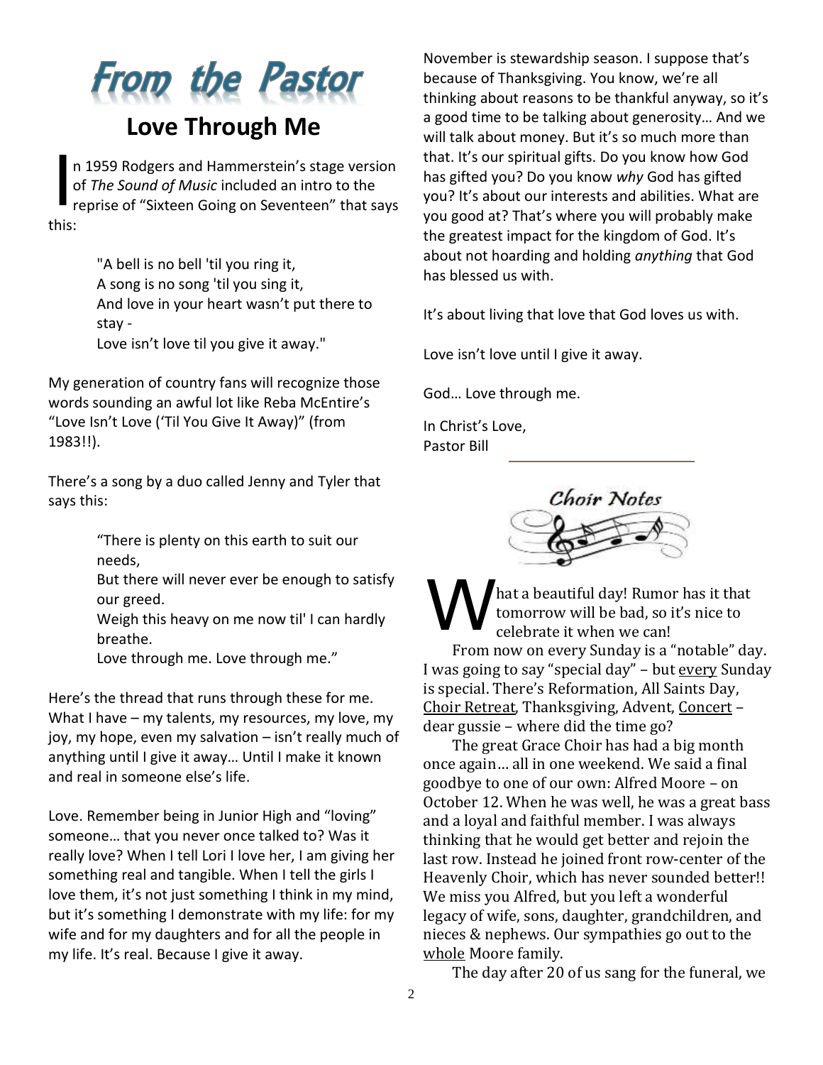# From the Pastor

## Love Through Me

In 1959 Rodgers and Hammerstein's stage version of *The Sound of Music* included an intro to the reprise of "Sixteen Going on Seventeen" that says this:

> "A bell is no bell 'til you ring it,
> A song is no song 'til you sing it,
> And love in your heart wasn't put there to stay -
> Love isn't love til you give it away."

My generation of country fans will recognize those words sounding an awful lot like Reba McEntire's "Love Isn't Love ('Til You Give It Away)" (from 1983!!).

There's a song by a duo called Jenny and Tyler that says this:

> "There is plenty on this earth to suit our needs,
> But there will never ever be enough to satisfy our greed.
> Weigh this heavy on me now til' I can hardly breathe.
> Love through me. Love through me."

Here's the thread that runs through these for me. What I have – my talents, my resources, my love, my joy, my hope, even my salvation – isn't really much of anything until I give it away… Until I make it known and real in someone else's life.

Love. Remember being in Junior High and "loving" someone… that you never once talked to? Was it really love? When I tell Lori I love her, I am giving her something real and tangible. When I tell the girls I love them, it's not just something I think in my mind, but it's something I demonstrate with my life: for my wife and for my daughters and for all the people in my life. It's real. Because I give it away.

November is stewardship season. I suppose that's because of Thanksgiving. You know, we're all thinking about reasons to be thankful anyway, so it's a good time to be talking about generosity… And we will talk about money. But it's so much more than that. It's our spiritual gifts. Do you know how God has gifted you? Do you know *why* God has gifted you? It's about our interests and abilities. What are you good at? That's where you will probably make the greatest impact for the kingdom of God. It's about not hoarding and holding *anything* that God has blessed us with.

It's about living that love that God loves us with.

Love isn't love until I give it away.

God… Love through me.

In Christ's Love,
Pastor Bill

## Choir Notes

What a beautiful day! Rumor has it that tomorrow will be bad, so it's nice to celebrate it when we can!

From now on every Sunday is a "notable" day. I was going to say "special day" – but every Sunday is special. There's Reformation, All Saints Day, Choir Retreat, Thanksgiving, Advent, Concert – dear gussie – where did the time go?

The great Grace Choir has had a big month once again… all in one weekend. We said a final goodbye to one of our own: Alfred Moore – on October 12. When he was well, he was a great bass and a loyal and faithful member. I was always thinking that he would get better and rejoin the last row. Instead he joined front row-center of the Heavenly Choir, which has never sounded better!! We miss you Alfred, but you left a wonderful legacy of wife, sons, daughter, grandchildren, and nieces & nephews. Our sympathies go out to the whole Moore family.

The day after 20 of us sang for the funeral, we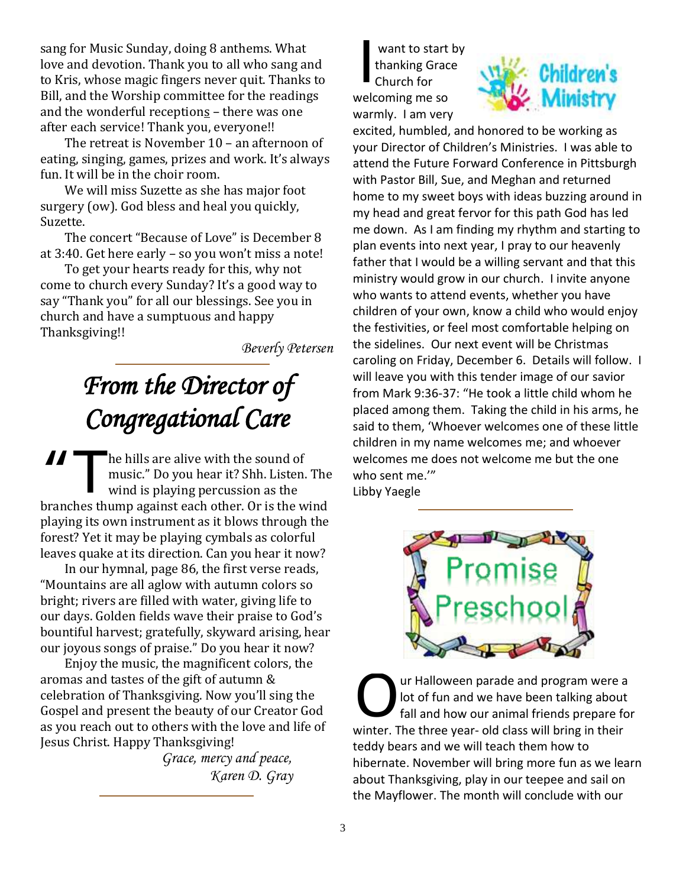sang for Music Sunday, doing 8 anthems. What love and devotion. Thank you to all who sang and to Kris, whose magic fingers never quit. Thanks to Bill, and the Worship committee for the readings and the wonderful receptions – there was one after each service! Thank you, everyone!!

The retreat is November 10 – an afternoon of eating, singing, games, prizes and work. It's always fun. It will be in the choir room.

We will miss Suzette as she has major foot surgery (ow). God bless and heal you quickly, Suzette.

The concert "Because of Love" is December 8 at 3:40. Get here early – so you won't miss a note!

To get your hearts ready for this, why not come to church every Sunday? It's a good way to say "Thank you" for all our blessings. See you in church and have a sumptuous and happy Thanksgiving!!

*Beverly Petersen*

# *From the Director of Congregational Care*

"The hills are alive with the sound of music." Do you hear it? Shh. Listen. The wind is playing percussion as the branches thump against each other. Or is the wind playing its own instrument as it blows through the forest? Yet it may be playing cymbals as colorful leaves quake at its direction. Can you hear it now?

In our hymnal, page 86, the first verse reads, "Mountains are all aglow with autumn colors so bright; rivers are filled with water, giving life to our days. Golden fields wave their praise to God's bountiful harvest; gratefully, skyward arising, hear our joyous songs of praise." Do you hear it now?

Enjoy the music, the magnificent colors, the aromas and tastes of the gift of autumn & celebration of Thanksgiving. Now you'll sing the Gospel and present the beauty of our Creator God as you reach out to others with the love and life of Jesus Christ. Happy Thanksgiving!

*Grace, mercy and peace,*
*Karen D. Gray*

## Children's Ministry

I want to start by thanking Grace Church for welcoming me so warmly. I am very excited, humbled, and honored to be working as your Director of Children's Ministries. I was able to attend the Future Forward Conference in Pittsburgh with Pastor Bill, Sue, and Meghan and returned home to my sweet boys with ideas buzzing around in my head and great fervor for this path God has led me down. As I am finding my rhythm and starting to plan events into next year, I pray to our heavenly father that I would be a willing servant and that this ministry would grow in our church. I invite anyone who wants to attend events, whether you have children of your own, know a child who would enjoy the festivities, or feel most comfortable helping on the sidelines. Our next event will be Christmas caroling on Friday, December 6. Details will follow. I will leave you with this tender image of our savior from Mark 9:36-37: "He took a little child whom he placed among them. Taking the child in his arms, he said to them, 'Whoever welcomes one of these little children in my name welcomes me; and whoever welcomes me does not welcome me but the one who sent me.'"
Libby Yaegle

## Promise Preschool

Our Halloween parade and program were a lot of fun and we have been talking about fall and how our animal friends prepare for winter. The three year- old class will bring in their teddy bears and we will teach them how to hibernate. November will bring more fun as we learn about Thanksgiving, play in our teepee and sail on the Mayflower. The month will conclude with our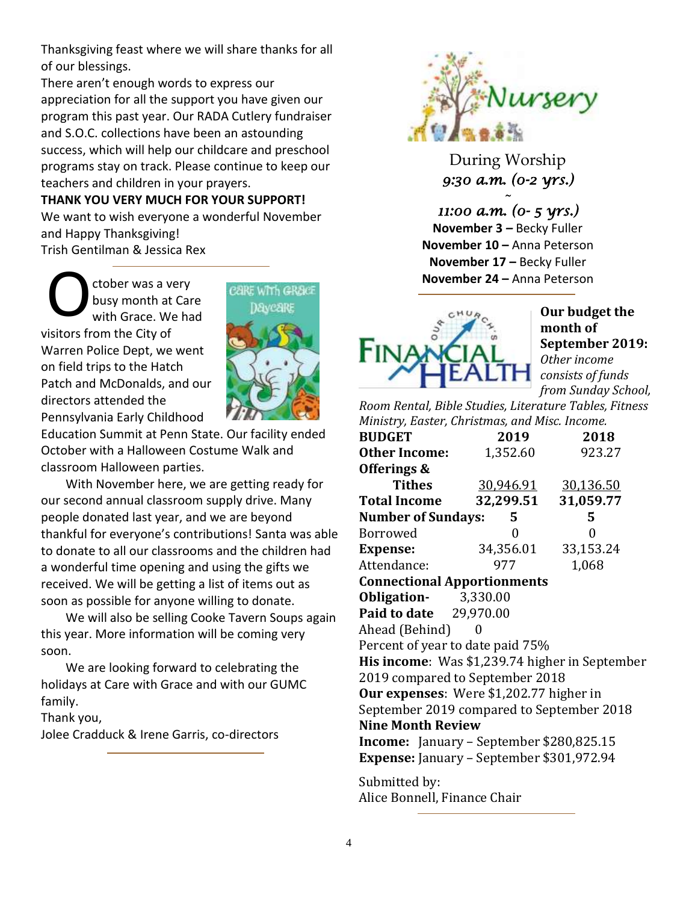Thanksgiving feast where we will share thanks for all of our blessings.

There aren't enough words to express our appreciation for all the support you have given our program this past year. Our RADA Cutlery fundraiser and S.O.C. collections have been an astounding success, which will help our childcare and preschool programs stay on track. Please continue to keep our teachers and children in your prayers.

**THANK YOU VERY MUCH FOR YOUR SUPPORT!**

We want to wish everyone a wonderful November and Happy Thanksgiving!

Trish Gentilman & Jessica Rex

---

October was a very busy month at Care with Grace. We had visitors from the City of Warren Police Dept, we went on field trips to the Hatch Patch and McDonalds, and our directors attended the Pennsylvania Early Childhood Education Summit at Penn State. Our facility ended October with a Halloween Costume Walk and classroom Halloween parties.

With November here, we are getting ready for our second annual classroom supply drive. Many people donated last year, and we are beyond thankful for everyone's contributions! Santa was able to donate to all our classrooms and the children had a wonderful time opening and using the gifts we received. We will be getting a list of items out as soon as possible for anyone willing to donate.

We will also be selling Cooke Tavern Soups again this year. More information will be coming very soon.

We are looking forward to celebrating the holidays at Care with Grace and with our GUMC family.

Thank you,

Jolee Cradduck & Irene Garris, co-directors

---

## Nursery

During Worship

*9:30 a.m. (0-2 yrs.)*

~

*11:00 a.m. (0- 5 yrs.)*

**November 3 –** Becky Fuller
**November 10 –** Anna Peterson
**November 17 –** Becky Fuller
**November 24 –** Anna Peterson

---

## Our Church's Financial Health

**Our budget the month of September 2019:** *Other income consists of funds from Sunday School, Room Rental, Bible Studies, Literature Tables, Fitness Ministry, Easter, Christmas, and Misc. Income.*

| **BUDGET** | **2019** | **2018** |
|---|---|---|
| **Other Income:** | 1,352.60 | 923.27 |
| **Offerings & Tithes** | 30,946.91 | 30,136.50 |
| **Total Income** | **32,299.51** | **31,059.77** |
| **Number of Sundays:** | **5** | **5** |
| Borrowed | 0 | 0 |
| **Expense:** | 34,356.01 | 33,153.24 |
| Attendance: | 977 | 1,068 |

**Connectional Apportionments**
**Obligation-** 3,330.00
**Paid to date** 29,970.00
Ahead (Behind) 0
Percent of year to date paid 75%

**His income**: Was $1,239.74 higher in September 2019 compared to September 2018

**Our expenses**: Were $1,202.77 higher in September 2019 compared to September 2018

**Nine Month Review**

**Income:** January – September $280,825.15
**Expense:** January – September $301,972.94

Submitted by:
Alice Bonnell, Finance Chair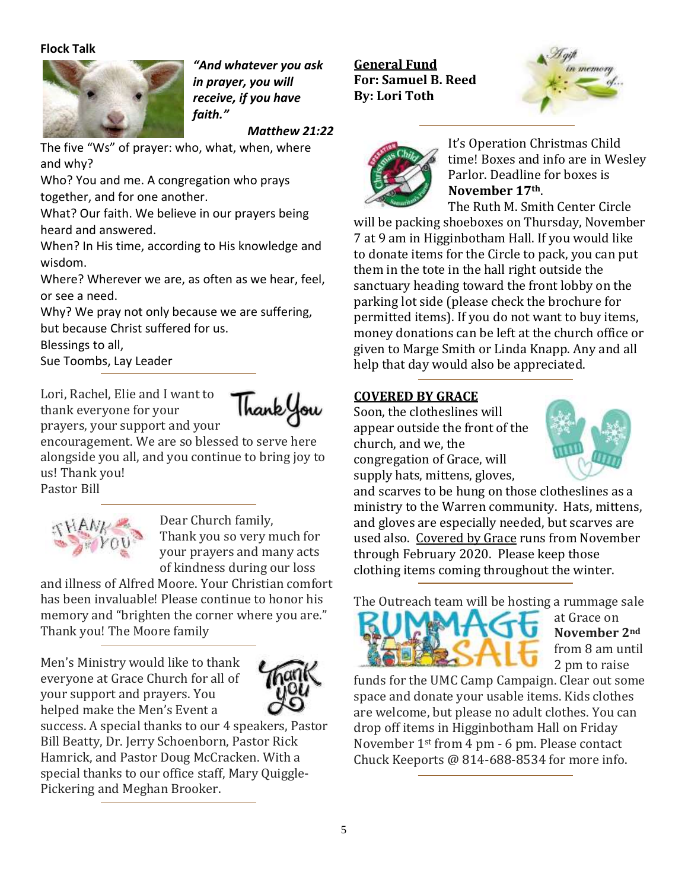**Flock Talk**

***"And whatever you ask in prayer, you will receive, if you have faith."***

***Matthew 21:22***

The five "Ws" of prayer: who, what, when, where and why?

Who? You and me. A congregation who prays together, and for one another.

What? Our faith. We believe in our prayers being heard and answered.

When? In His time, according to His knowledge and wisdom.

Where? Wherever we are, as often as we hear, feel, or see a need.

Why? We pray not only because we are suffering, but because Christ suffered for us.

Blessings to all,
Sue Toombs, Lay Leader

---

Lori, Rachel, Elie and I want to thank everyone for your prayers, your support and your encouragement. We are so blessed to serve here alongside you all, and you continue to bring joy to us! Thank you!
Pastor Bill

---

Dear Church family,
Thank you so very much for your prayers and many acts of kindness during our loss and illness of Alfred Moore. Your Christian comfort has been invaluable! Please continue to honor his memory and "brighten the corner where you are." Thank you! The Moore family

---

Men's Ministry would like to thank everyone at Grace Church for all of your support and prayers. You helped make the Men's Event a success. A special thanks to our 4 speakers, Pastor Bill Beatty, Dr. Jerry Schoenborn, Pastor Rick Hamrick, and Pastor Doug McCracken. With a special thanks to our office staff, Mary Quiggle-Pickering and Meghan Brooker.

---

**General Fund**
**For: Samuel B. Reed**
**By: Lori Toth**

---

It's Operation Christmas Child time! Boxes and info are in Wesley Parlor. Deadline for boxes is **November 17th**.

The Ruth M. Smith Center Circle will be packing shoeboxes on Thursday, November 7 at 9 am in Higginbotham Hall. If you would like to donate items for the Circle to pack, you can put them in the tote in the hall right outside the sanctuary heading toward the front lobby on the parking lot side (please check the brochure for permitted items). If you do not want to buy items, money donations can be left at the church office or given to Marge Smith or Linda Knapp. Any and all help that day would also be appreciated.

---

**COVERED BY GRACE**

Soon, the clotheslines will appear outside the front of the church, and we, the congregation of Grace, will supply hats, mittens, gloves, and scarves to be hung on those clotheslines as a ministry to the Warren community. Hats, mittens, and gloves are especially needed, but scarves are used also. Covered by Grace runs from November through February 2020. Please keep those clothing items coming throughout the winter.

---

The Outreach team will be hosting a rummage sale at Grace on **November 2nd** from 8 am until 2 pm to raise funds for the UMC Camp Campaign. Clear out some space and donate your usable items. Kids clothes are welcome, but please no adult clothes. You can drop off items in Higginbotham Hall on Friday November 1st from 4 pm - 6 pm. Please contact Chuck Keeports @ 814-688-8534 for more info.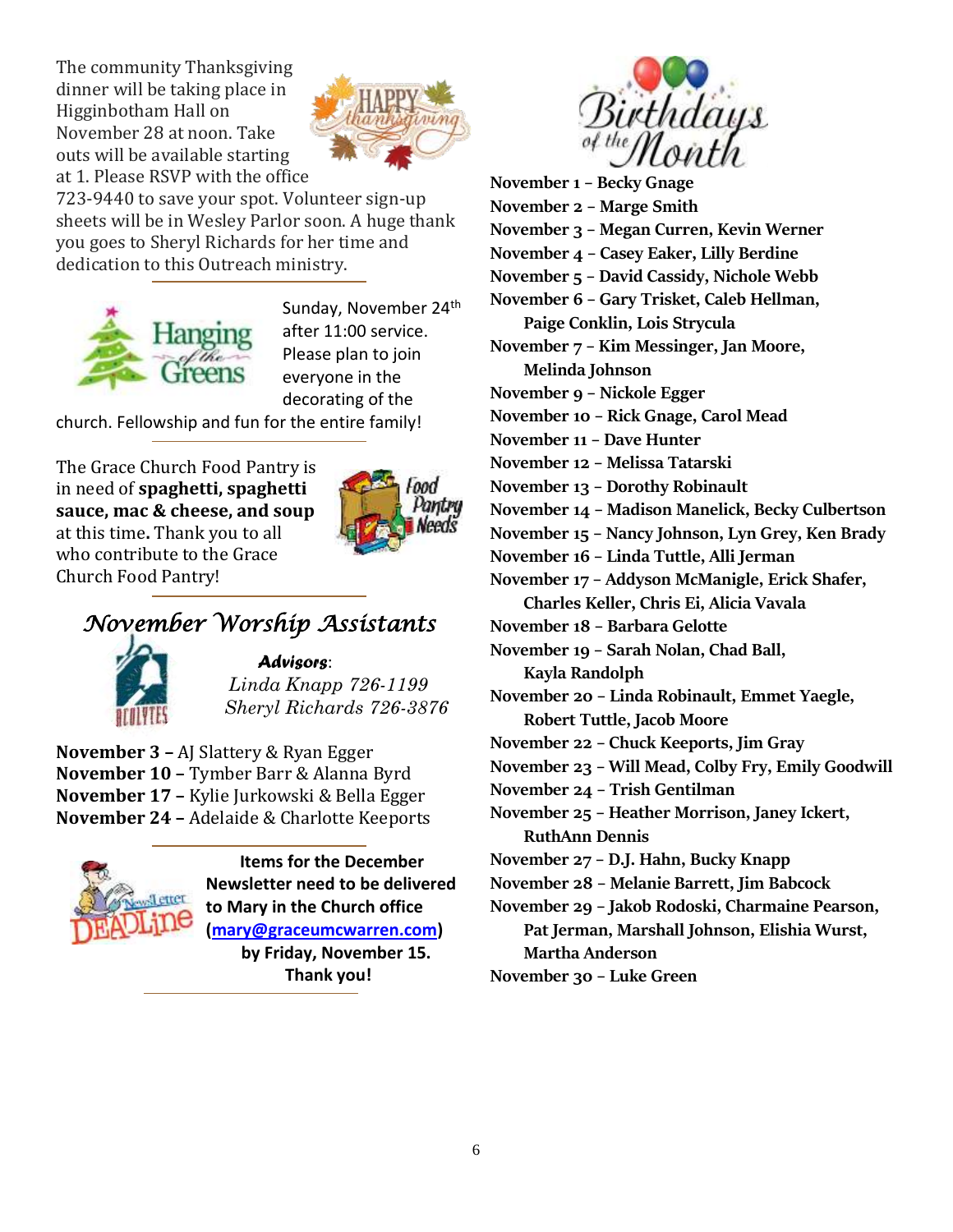The community Thanksgiving dinner will be taking place in Higginbotham Hall on November 28 at noon. Take outs will be available starting at 1. Please RSVP with the office 723-9440 to save your spot. Volunteer sign-up sheets will be in Wesley Parlor soon. A huge thank you goes to Sheryl Richards for her time and dedication to this Outreach ministry.

---

Sunday, November 24th after 11:00 service. Please plan to join everyone in the decorating of the church. Fellowship and fun for the entire family!

---

The Grace Church Food Pantry is in need of **spaghetti, spaghetti sauce, mac & cheese, and soup** at this time**.** Thank you to all who contribute to the Grace Church Food Pantry!

---

## *November Worship Assistants*

***Advisors***:
*Linda Knapp 726-1199*
*Sheryl Richards 726-3876*

**November 3 –** AJ Slattery & Ryan Egger
**November 10 –** Tymber Barr & Alanna Byrd
**November 17 –** Kylie Jurkowski & Bella Egger
**November 24 –** Adelaide & Charlotte Keeports

---

**Items for the December Newsletter need to be delivered to Mary in the Church office (mary@graceumcwarren.com) by Friday, November 15. Thank you!**

---

## Birthdays of the Month

**November 1 – Becky Gnage**
**November 2 – Marge Smith**
**November 3 – Megan Curren, Kevin Werner**
**November 4 – Casey Eaker, Lilly Berdine**
**November 5 – David Cassidy, Nichole Webb**
**November 6 – Gary Trisket, Caleb Hellman, Paige Conklin, Lois Strycula**
**November 7 – Kim Messinger, Jan Moore, Melinda Johnson**
**November 9 – Nickole Egger**
**November 10 – Rick Gnage, Carol Mead**
**November 11 – Dave Hunter**
**November 12 – Melissa Tatarski**
**November 13 – Dorothy Robinault**
**November 14 – Madison Manelick, Becky Culbertson**
**November 15 – Nancy Johnson, Lyn Grey, Ken Brady**
**November 16 – Linda Tuttle, Alli Jerman**
**November 17 – Addyson McManigle, Erick Shafer, Charles Keller, Chris Ei, Alicia Vavala**
**November 18 – Barbara Gelotte**
**November 19 – Sarah Nolan, Chad Ball, Kayla Randolph**
**November 20 – Linda Robinault, Emmet Yaegle, Robert Tuttle, Jacob Moore**
**November 22 – Chuck Keeports, Jim Gray**
**November 23 – Will Mead, Colby Fry, Emily Goodwill**
**November 24 – Trish Gentilman**
**November 25 – Heather Morrison, Janey Ickert, RuthAnn Dennis**
**November 27 – D.J. Hahn, Bucky Knapp**
**November 28 – Melanie Barrett, Jim Babcock**
**November 29 – Jakob Rodoski, Charmaine Pearson, Pat Jerman, Marshall Johnson, Elishia Wurst, Martha Anderson**
**November 30 – Luke Green**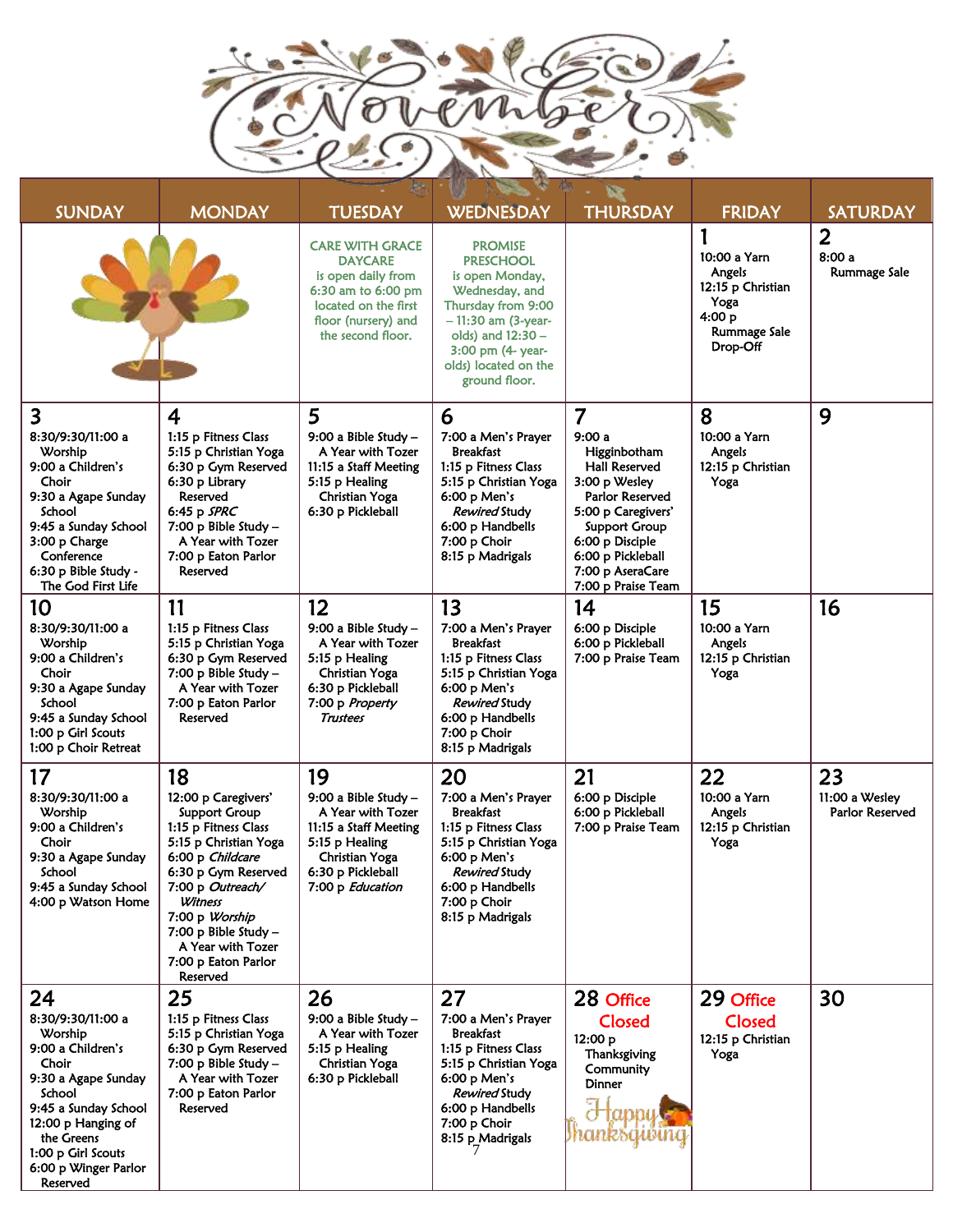# November

| SUNDAY | MONDAY | TUESDAY | WEDNESDAY | THURSDAY | FRIDAY | SATURDAY |
|---|---|---|---|---|---|---|
| | | CARE WITH GRACE DAYCARE is open daily from 6:30 am to 6:00 pm located on the first floor (nursery) and the second floor. | PROMISE PRESCHOOL is open Monday, Wednesday, and Thursday from 9:00 – 11:30 am (3-year-olds) and 12:30 – 3:00 pm (4- year-olds) located on the ground floor. | | **1**<br>10:00 a Yarn Angels<br>12:15 p Christian Yoga<br>4:00 p Rummage Sale Drop-Off | **2**<br>8:00 a Rummage Sale |
| **3**<br>8:30/9:30/11:00 a Worship<br>9:00 a Children's Choir<br>9:30 a Agape Sunday School<br>9:45 a Sunday School<br>3:00 p Charge Conference<br>6:30 p Bible Study - The God First Life | **4**<br>1:15 p Fitness Class<br>5:15 p Christian Yoga<br>6:30 p Gym Reserved<br>6:30 p Library Reserved<br>6:45 p *SPRC*<br>7:00 p Bible Study – A Year with Tozer<br>7:00 p Eaton Parlor Reserved | **5**<br>9:00 a Bible Study – A Year with Tozer<br>11:15 a Staff Meeting<br>5:15 p Healing Christian Yoga<br>6:30 p Pickleball | **6**<br>7:00 a Men's Prayer Breakfast<br>1:15 p Fitness Class<br>5:15 p Christian Yoga<br>6:00 p Men's *Rewired* Study<br>6:00 p Handbells<br>7:00 p Choir<br>8:15 p Madrigals | **7**<br>9:00 a Higginbotham Hall Reserved<br>3:00 p Wesley Parlor Reserved<br>5:00 p Caregivers' Support Group<br>6:00 p Disciple<br>6:00 p Pickleball<br>7:00 p AseraCare<br>7:00 p Praise Team | **8**<br>10:00 a Yarn Angels<br>12:15 p Christian Yoga | **9** |
| **10**<br>8:30/9:30/11:00 a Worship<br>9:00 a Children's Choir<br>9:30 a Agape Sunday School<br>9:45 a Sunday School<br>1:00 p Girl Scouts<br>1:00 p Choir Retreat | **11**<br>1:15 p Fitness Class<br>5:15 p Christian Yoga<br>6:30 p Gym Reserved<br>7:00 p Bible Study – A Year with Tozer<br>7:00 p Eaton Parlor Reserved | **12**<br>9:00 a Bible Study – A Year with Tozer<br>5:15 p Healing Christian Yoga<br>6:30 p Pickleball<br>7:00 p *Property Trustees* | **13**<br>7:00 a Men's Prayer Breakfast<br>1:15 p Fitness Class<br>5:15 p Christian Yoga<br>6:00 p Men's *Rewired* Study<br>6:00 p Handbells<br>7:00 p Choir<br>8:15 p Madrigals | **14**<br>6:00 p Disciple<br>6:00 p Pickleball<br>7:00 p Praise Team | **15**<br>10:00 a Yarn Angels<br>12:15 p Christian Yoga | **16** |
| **17**<br>8:30/9:30/11:00 a Worship<br>9:00 a Children's Choir<br>9:30 a Agape Sunday School<br>9:45 a Sunday School<br>4:00 p Watson Home | **18**<br>12:00 p Caregivers' Support Group<br>1:15 p Fitness Class<br>5:15 p Christian Yoga<br>6:00 p *Childcare*<br>6:30 p Gym Reserved<br>7:00 p *Outreach/ Witness*<br>7:00 p *Worship*<br>7:00 p Bible Study – A Year with Tozer<br>7:00 p Eaton Parlor Reserved | **19**<br>9:00 a Bible Study – A Year with Tozer<br>11:15 a Staff Meeting<br>5:15 p Healing Christian Yoga<br>6:30 p Pickleball<br>7:00 p *Education* | **20**<br>7:00 a Men's Prayer Breakfast<br>1:15 p Fitness Class<br>5:15 p Christian Yoga<br>6:00 p Men's *Rewired* Study<br>6:00 p Handbells<br>7:00 p Choir<br>8:15 p Madrigals | **21**<br>6:00 p Disciple<br>6:00 p Pickleball<br>7:00 p Praise Team | **22**<br>10:00 a Yarn Angels<br>12:15 p Christian Yoga | **23**<br>11:00 a Wesley Parlor Reserved |
| **24**<br>8:30/9:30/11:00 a Worship<br>9:00 a Children's Choir<br>9:30 a Agape Sunday School<br>9:45 a Sunday School<br>12:00 p Hanging of the Greens<br>1:00 p Girl Scouts<br>6:00 p Winger Parlor Reserved | **25**<br>1:15 p Fitness Class<br>5:15 p Christian Yoga<br>6:30 p Gym Reserved<br>7:00 p Bible Study – A Year with Tozer<br>7:00 p Eaton Parlor Reserved | **26**<br>9:00 a Bible Study – A Year with Tozer<br>5:15 p Healing Christian Yoga<br>6:30 p Pickleball | **27**<br>7:00 a Men's Prayer Breakfast<br>1:15 p Fitness Class<br>5:15 p Christian Yoga<br>6:00 p Men's *Rewired* Study<br>6:00 p Handbells<br>7:00 p Choir<br>8:15 p Madrigals | **28** Office Closed<br>12:00 p Thanksgiving Community Dinner<br>Happy Thanksgiving | **29** Office Closed<br>12:15 p Christian Yoga | **30** |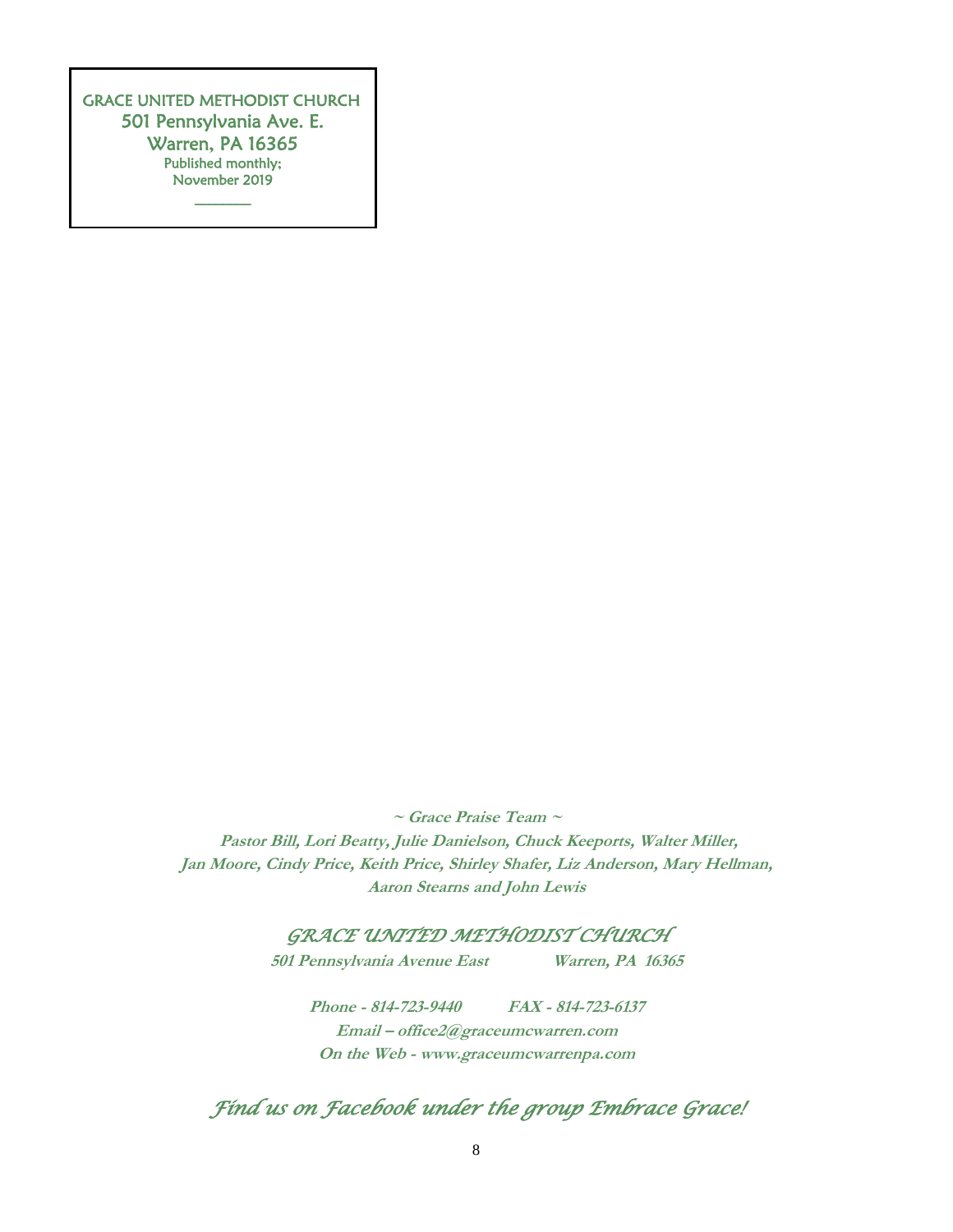GRACE UNITED METHODIST CHURCH
501 Pennsylvania Ave. E.
Warren, PA 16365
Published monthly;
November 2019

**~ Grace Praise Team ~**

**Pastor Bill, Lori Beatty, Julie Danielson, Chuck Keeports, Walter Miller, Jan Moore, Cindy Price, Keith Price, Shirley Shafer, Liz Anderson, Mary Hellman, Aaron Stearns and John Lewis**

*GRACE UNITED METHODIST CHURCH*

**501 Pennsylvania Avenue East Warren, PA 16365**

**Phone - 814-723-9440 FAX - 814-723-6137**
**Email – office2@graceumcwarren.com**
**On the Web - www.graceumcwarrenpa.com**

*Find us on Facebook under the group Embrace Grace!*